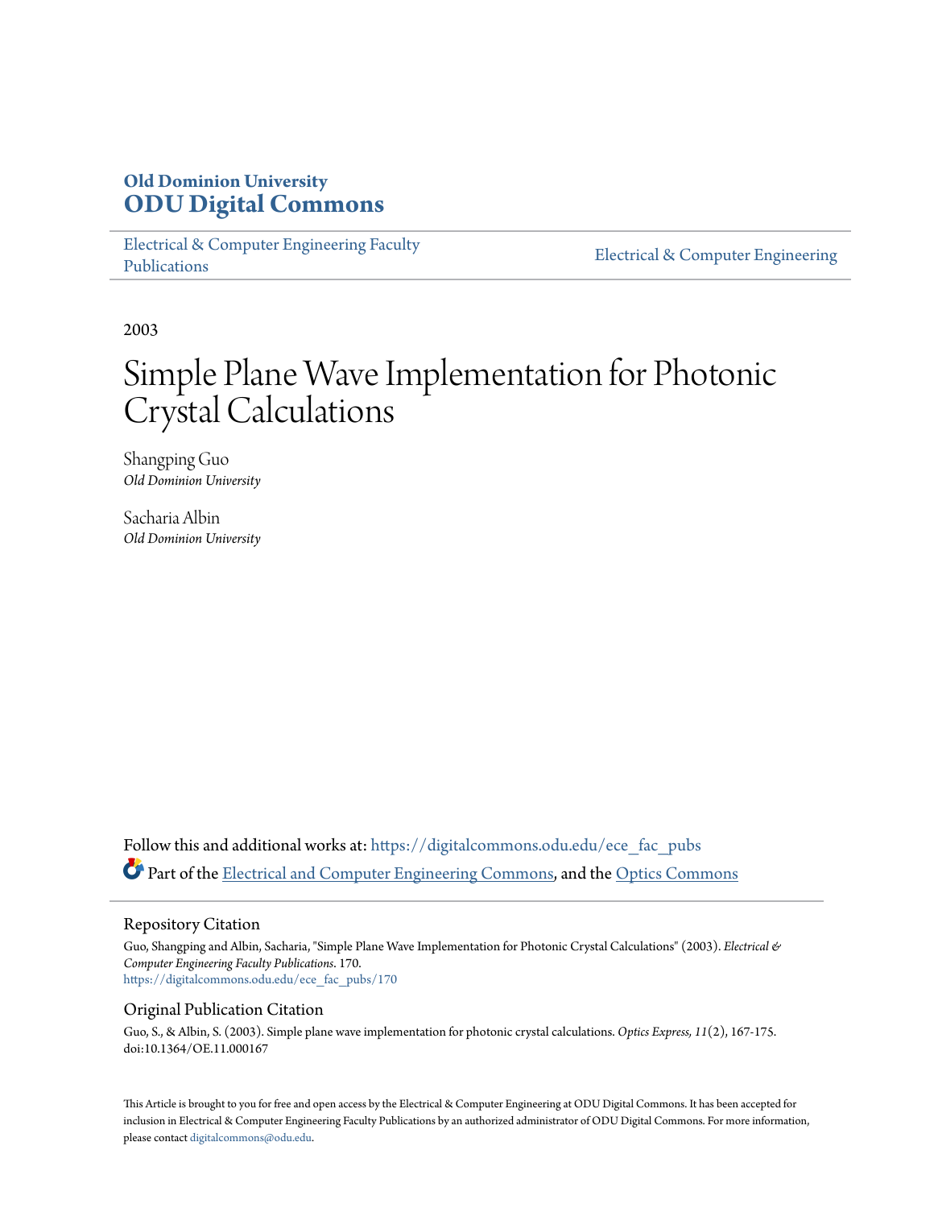**Old Dominion University**
**ODU Digital Commons**

Electrical & Computer Engineering Faculty Publications | Electrical & Computer Engineering

2003

# Simple Plane Wave Implementation for Photonic Crystal Calculations

Shangping Guo
*Old Dominion University*

Sacharia Albin
*Old Dominion University*

Follow this and additional works at: https://digitalcommons.odu.edu/ece_fac_pubs

Part of the Electrical and Computer Engineering Commons, and the Optics Commons

## Repository Citation

Guo, Shangping and Albin, Sacharia, "Simple Plane Wave Implementation for Photonic Crystal Calculations" (2003). *Electrical & Computer Engineering Faculty Publications*. 170.
https://digitalcommons.odu.edu/ece_fac_pubs/170

## Original Publication Citation

Guo, S., & Albin, S. (2003). Simple plane wave implementation for photonic crystal calculations. *Optics Express, 11*(2), 167-175. doi:10.1364/OE.11.000167

This Article is brought to you for free and open access by the Electrical & Computer Engineering at ODU Digital Commons. It has been accepted for inclusion in Electrical & Computer Engineering Faculty Publications by an authorized administrator of ODU Digital Commons. For more information, please contact digitalcommons@odu.edu.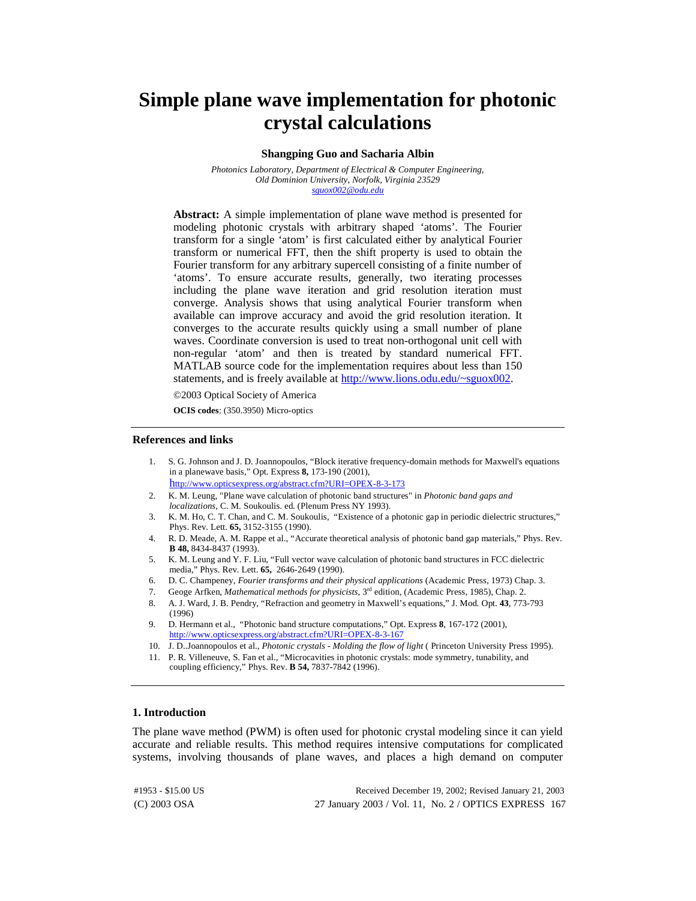# Simple plane wave implementation for photonic crystal calculations

**Shangping Guo and Sacharia Albin**

*Photonics Laboratory, Department of Electrical & Computer Engineering,*
*Old Dominion University, Norfolk, Virginia 23529*
*sguox002@odu.edu*

**Abstract:** A simple implementation of plane wave method is presented for modeling photonic crystals with arbitrary shaped 'atoms'. The Fourier transform for a single 'atom' is first calculated either by analytical Fourier transform or numerical FFT, then the shift property is used to obtain the Fourier transform for any arbitrary supercell consisting of a finite number of 'atoms'. To ensure accurate results, generally, two iterating processes including the plane wave iteration and grid resolution iteration must converge. Analysis shows that using analytical Fourier transform when available can improve accuracy and avoid the grid resolution iteration. It converges to the accurate results quickly using a small number of plane waves. Coordinate conversion is used to treat non-orthogonal unit cell with non-regular 'atom' and then is treated by standard numerical FFT. MATLAB source code for the implementation requires about less than 150 statements, and is freely available at http://www.lions.odu.edu/~sguox002.

©2003 Optical Society of America

**OCIS codes**: (350.3950) Micro-optics

## References and links

1. S. G. Johnson and J. D. Joannopoulos, "Block iterative frequency-domain methods for Maxwell's equations in a planewave basis," Opt. Express **8,** 173-190 (2001), http://www.opticsexpress.org/abstract.cfm?URI=OPEX-8-3-173
2. K. M. Leung, "Plane wave calculation of photonic band structures" in *Photonic band gaps and localizations*, C. M. Soukoulis. ed. (Plenum Press NY 1993).
3. K. M. Ho, C. T. Chan, and C. M. Soukoulis, "Existence of a photonic gap in periodic dielectric structures," Phys. Rev. Lett. **65,** 3152-3155 (1990).
4. R. D. Meade, A. M. Rappe et al., "Accurate theoretical analysis of photonic band gap materials," Phys. Rev. **B 48,** 8434-8437 (1993).
5. K. M. Leung and Y. F. Liu, "Full vector wave calculation of photonic band structures in FCC dielectric media," Phys. Rev. Lett. **65,** 2646-2649 (1990).
6. D. C. Champeney, *Fourier transforms and their physical applications* (Academic Press, 1973) Chap. 3.
7. Geoge Arfken, *Mathematical methods for physicists*, 3rd edition, (Academic Press, 1985), Chap. 2.
8. A. J. Ward, J. B. Pendry, "Refraction and geometry in Maxwell's equations," J. Mod. Opt. **43**, 773-793 (1996)
9. D. Hermann et al., "Photonic band structure computations," Opt. Express **8**, 167-172 (2001), http://www.opticsexpress.org/abstract.cfm?URI=OPEX-8-3-167
10. J. D..Joannopoulos et al., *Photonic crystals - Molding the flow of light* ( Princeton University Press 1995).
11. P. R. Villeneuve, S. Fan et al., "Microcavities in photonic crystals: mode symmetry, tunability, and coupling efficiency," Phys. Rev. **B 54,** 7837-7842 (1996).

## 1. Introduction

The plane wave method (PWM) is often used for photonic crystal modeling since it can yield accurate and reliable results. This method requires intensive computations for complicated systems, involving thousands of plane waves, and places a high demand on computer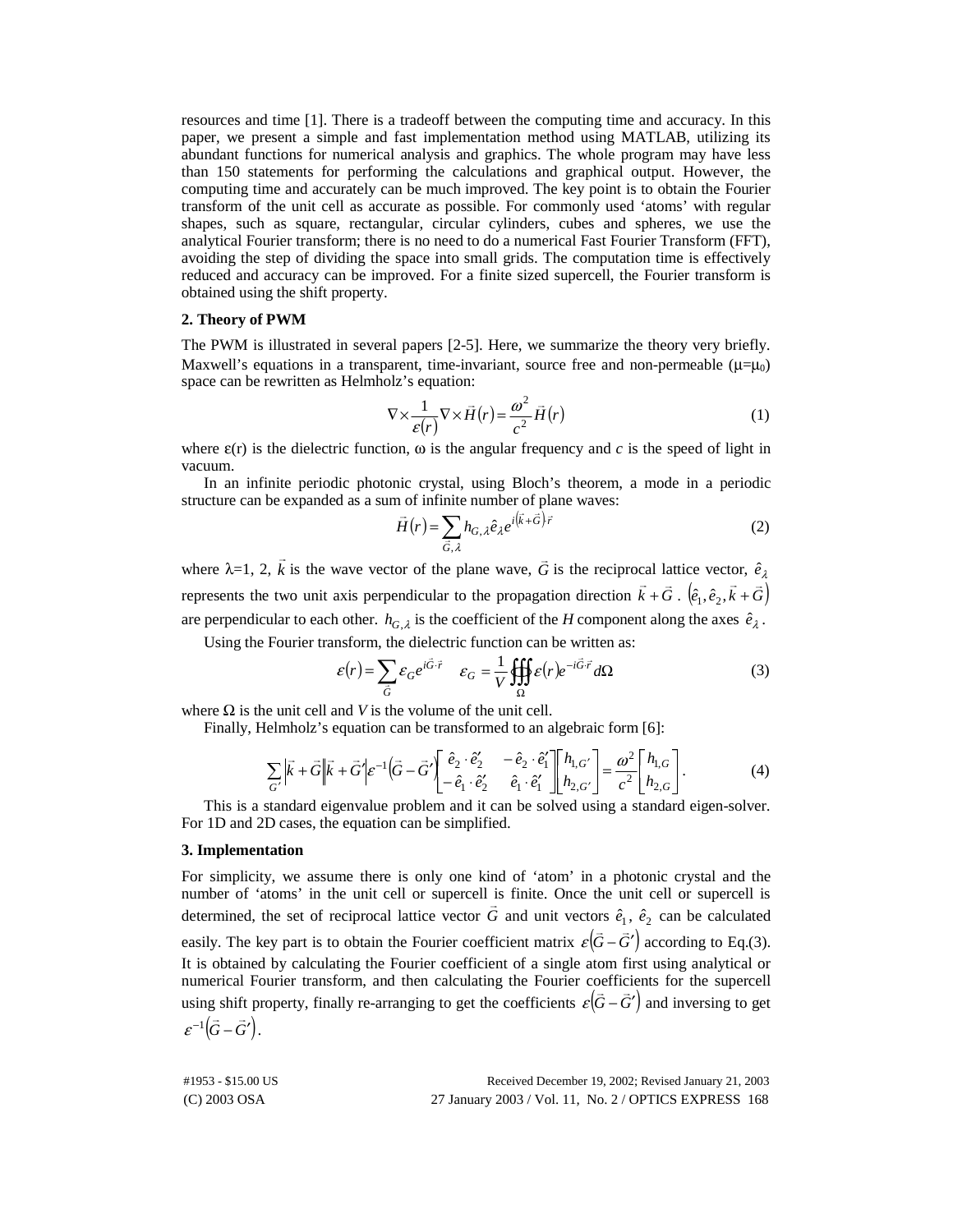resources and time [1]. There is a tradeoff between the computing time and accuracy. In this paper, we present a simple and fast implementation method using MATLAB, utilizing its abundant functions for numerical analysis and graphics. The whole program may have less than 150 statements for performing the calculations and graphical output. However, the computing time and accurately can be much improved. The key point is to obtain the Fourier transform of the unit cell as accurate as possible. For commonly used 'atoms' with regular shapes, such as square, rectangular, circular cylinders, cubes and spheres, we use the analytical Fourier transform; there is no need to do a numerical Fast Fourier Transform (FFT), avoiding the step of dividing the space into small grids. The computation time is effectively reduced and accuracy can be improved. For a finite sized supercell, the Fourier transform is obtained using the shift property.

## 2. Theory of PWM

The PWM is illustrated in several papers [2-5]. Here, we summarize the theory very briefly. Maxwell's equations in a transparent, time-invariant, source free and non-permeable ($\mu=\mu_0$) space can be rewritten as Helmholz's equation:

$$\nabla \times \frac{1}{\varepsilon(r)} \nabla \times \vec{H}(r) = \frac{\omega^2}{c^2} \vec{H}(r) \tag{1}$$

where $\varepsilon(r)$ is the dielectric function, $\omega$ is the angular frequency and $c$ is the speed of light in vacuum.

In an infinite periodic photonic crystal, using Bloch's theorem, a mode in a periodic structure can be expanded as a sum of infinite number of plane waves:

$$\vec{H}(r) = \sum_{\vec{G},\lambda} h_{G,\lambda} \hat{e}_\lambda e^{i(\vec{k}+\vec{G})\cdot\vec{r}} \tag{2}$$

where $\lambda$=1, 2, $\vec{k}$ is the wave vector of the plane wave, $\vec{G}$ is the reciprocal lattice vector, $\hat{e}_\lambda$ represents the two unit axis perpendicular to the propagation direction $\vec{k}+\vec{G}$. $(\hat{e}_1, \hat{e}_2, \vec{k}+\vec{G})$ are perpendicular to each other. $h_{G,\lambda}$ is the coefficient of the $H$ component along the axes $\hat{e}_\lambda$.

Using the Fourier transform, the dielectric function can be written as:

$$\varepsilon(r) = \sum_{\vec{G}} \varepsilon_G e^{i\vec{G}\cdot\vec{r}} \qquad \varepsilon_G = \frac{1}{V} \oiiint_{\Omega} \varepsilon(r) e^{-i\vec{G}\cdot\vec{r}} d\Omega \tag{3}$$

where $\Omega$ is the unit cell and $V$ is the volume of the unit cell.

Finally, Helmholz's equation can be transformed to an algebraic form [6]:

$$\sum_{G'} \left|\vec{k}+\vec{G}\right|\left|\vec{k}+\vec{G}'\right| \varepsilon^{-1}\left(\vec{G}-\vec{G}'\right) \begin{bmatrix} \hat{e}_2 \cdot \hat{e}_2' & -\hat{e}_2 \cdot \hat{e}_1' \\ -\hat{e}_1 \cdot \hat{e}_2' & \hat{e}_1 \cdot \hat{e}_1' \end{bmatrix} \begin{bmatrix} h_{1,G'} \\ h_{2,G'} \end{bmatrix} = \frac{\omega^2}{c^2} \begin{bmatrix} h_{1,G} \\ h_{2,G} \end{bmatrix}. \tag{4}$$

This is a standard eigenvalue problem and it can be solved using a standard eigen-solver. For 1D and 2D cases, the equation can be simplified.

## 3. Implementation

For simplicity, we assume there is only one kind of 'atom' in a photonic crystal and the number of 'atoms' in the unit cell or supercell is finite. Once the unit cell or supercell is determined, the set of reciprocal lattice vector $\vec{G}$ and unit vectors $\hat{e}_1$, $\hat{e}_2$ can be calculated easily. The key part is to obtain the Fourier coefficient matrix $\varepsilon\left(\vec{G}-\vec{G}'\right)$ according to Eq.(3). It is obtained by calculating the Fourier coefficient of a single atom first using analytical or numerical Fourier transform, and then calculating the Fourier coefficients for the supercell using shift property, finally re-arranging to get the coefficients $\varepsilon\left(\vec{G}-\vec{G}'\right)$ and inversing to get $\varepsilon^{-1}\left(\vec{G}-\vec{G}'\right)$.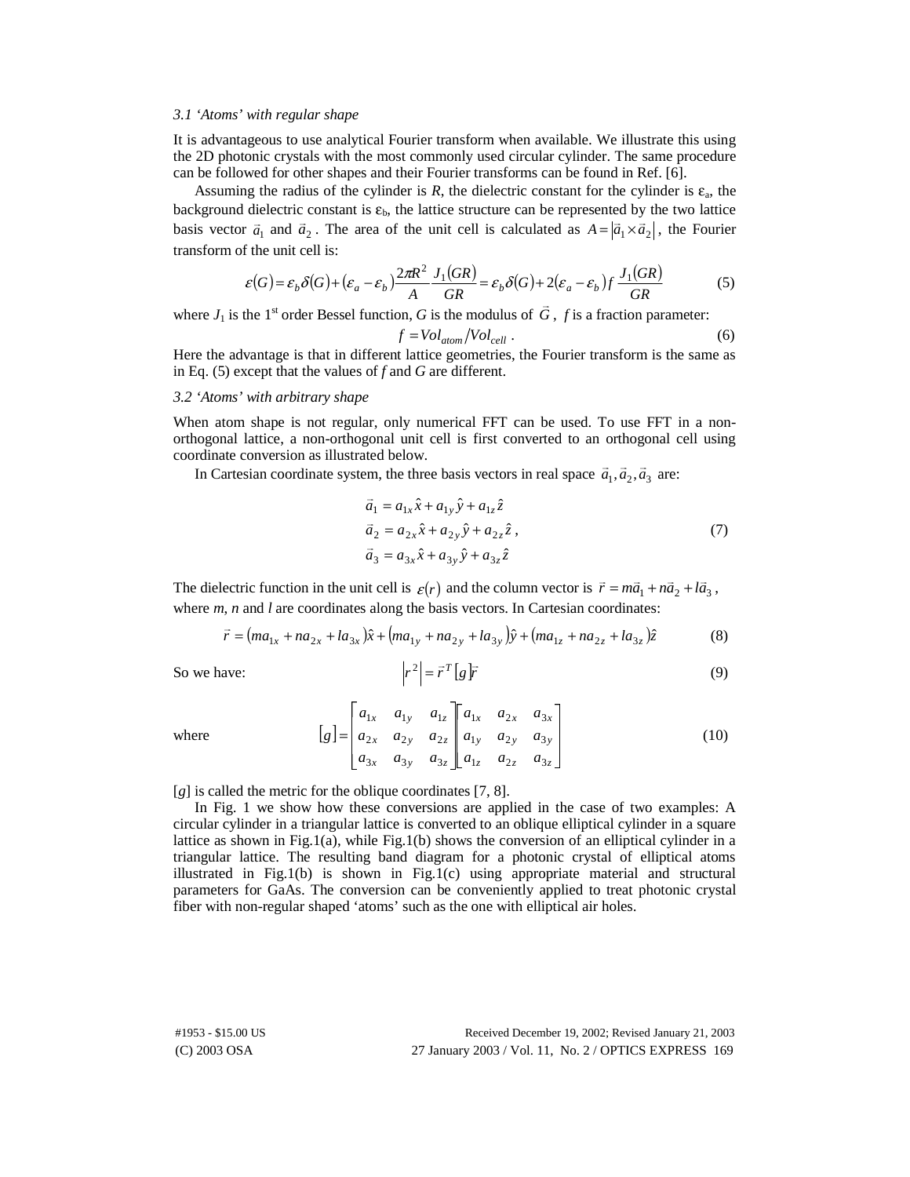### *3.1 'Atoms' with regular shape*

It is advantageous to use analytical Fourier transform when available. We illustrate this using the 2D photonic crystals with the most commonly used circular cylinder. The same procedure can be followed for other shapes and their Fourier transforms can be found in Ref. [6].

Assuming the radius of the cylinder is $R$, the dielectric constant for the cylinder is $\varepsilon_a$, the background dielectric constant is $\varepsilon_b$, the lattice structure can be represented by the two lattice basis vector $\vec{a}_1$ and $\vec{a}_2$. The area of the unit cell is calculated as $A = \left|\vec{a}_1 \times \vec{a}_2\right|$, the Fourier transform of the unit cell is:

$$\varepsilon(G) = \varepsilon_b \delta(G) + (\varepsilon_a - \varepsilon_b)\frac{2\pi R^2}{A}\frac{J_1(GR)}{GR} = \varepsilon_b \delta(G) + 2(\varepsilon_a - \varepsilon_b) f \frac{J_1(GR)}{GR} \tag{5}$$

where $J_1$ is the 1st order Bessel function, $G$ is the modulus of $\vec{G}$, $f$ is a fraction parameter:

$$f = Vol_{atom} / Vol_{cell} \ . \tag{6}$$

Here the advantage is that in different lattice geometries, the Fourier transform is the same as in Eq. (5) except that the values of $f$ and $G$ are different.

### *3.2 'Atoms' with arbitrary shape*

When atom shape is not regular, only numerical FFT can be used. To use FFT in a non-orthogonal lattice, a non-orthogonal unit cell is first converted to an orthogonal cell using coordinate conversion as illustrated below.

In Cartesian coordinate system, the three basis vectors in real space $\vec{a}_1, \vec{a}_2, \vec{a}_3$ are:

$$\begin{aligned} \vec{a}_1 &= a_{1x}\hat{x} + a_{1y}\hat{y} + a_{1z}\hat{z} \\ \vec{a}_2 &= a_{2x}\hat{x} + a_{2y}\hat{y} + a_{2z}\hat{z} \ , \\ \vec{a}_3 &= a_{3x}\hat{x} + a_{3y}\hat{y} + a_{3z}\hat{z} \end{aligned} \tag{7}$$

The dielectric function in the unit cell is $\varepsilon(r)$ and the column vector is $\vec{r} = m\vec{a}_1 + n\vec{a}_2 + l\vec{a}_3$, where $m$, $n$ and $l$ are coordinates along the basis vectors. In Cartesian coordinates:

$$\vec{r} = (ma_{1x} + na_{2x} + la_{3x})\hat{x} + (ma_{1y} + na_{2y} + la_{3y})\hat{y} + (ma_{1z} + na_{2z} + la_{3z})\hat{z} \tag{8}$$

So we have:

$$\left|r^2\right| = \vec{r}^T [g] \vec{r} \tag{9}$$

where

$$[g] = \begin{bmatrix} a_{1x} & a_{1y} & a_{1z} \\ a_{2x} & a_{2y} & a_{2z} \\ a_{3x} & a_{3y} & a_{3z} \end{bmatrix} \begin{bmatrix} a_{1x} & a_{2x} & a_{3x} \\ a_{1y} & a_{2y} & a_{3y} \\ a_{1z} & a_{2z} & a_{3z} \end{bmatrix} \tag{10}$$

$[g]$ is called the metric for the oblique coordinates [7, 8].

In Fig. 1 we show how these conversions are applied in the case of two examples: A circular cylinder in a triangular lattice is converted to an oblique elliptical cylinder in a square lattice as shown in Fig.1(a), while Fig.1(b) shows the conversion of an elliptical cylinder in a triangular lattice. The resulting band diagram for a photonic crystal of elliptical atoms illustrated in Fig.1(b) is shown in Fig.1(c) using appropriate material and structural parameters for GaAs. The conversion can be conveniently applied to treat photonic crystal fiber with non-regular shaped 'atoms' such as the one with elliptical air holes.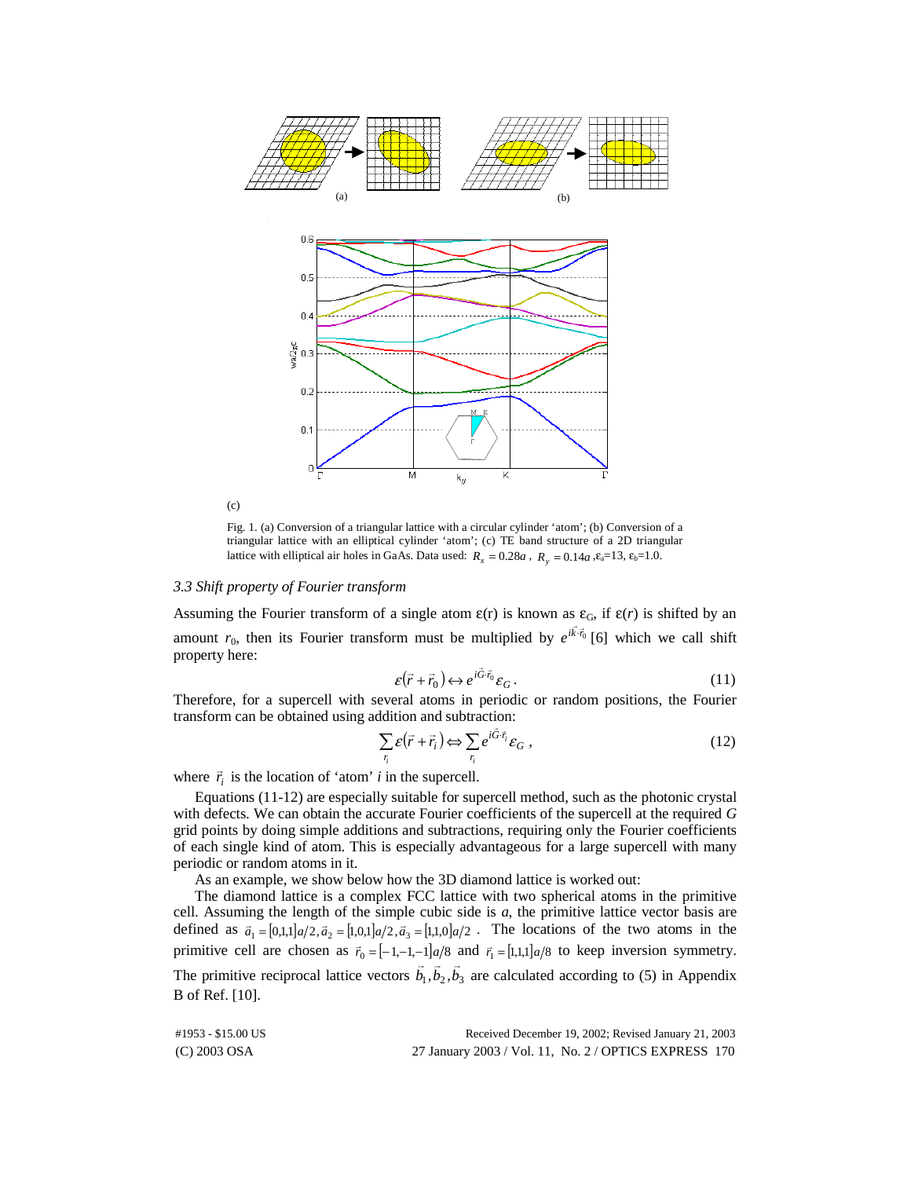(a)

(b)

(c)

Fig. 1. (a) Conversion of a triangular lattice with a circular cylinder 'atom'; (b) Conversion of a triangular lattice with an elliptical cylinder 'atom'; (c) TE band structure of a 2D triangular lattice with elliptical air holes in GaAs. Data used: $R_x = 0.28a$, $R_y = 0.14a$, $\varepsilon_a$=13, $\varepsilon_b$=1.0.

### *3.3 Shift property of Fourier transform*

Assuming the Fourier transform of a single atom $\varepsilon(r)$ is known as $\varepsilon_G$, if $\varepsilon(r)$ is shifted by an amount $r_0$, then its Fourier transform must be multiplied by $e^{i\vec{k}\cdot\vec{r}_0}$ [6] which we call shift property here:

$$\varepsilon(\vec{r} + \vec{r}_0) \leftrightarrow e^{i\vec{G}\cdot\vec{r}_0}\varepsilon_G\,. \tag{11}$$

Therefore, for a supercell with several atoms in periodic or random positions, the Fourier transform can be obtained using addition and subtraction:

$$\sum_{r_i} \varepsilon(\vec{r} + \vec{r}_i) \Leftrightarrow \sum_{r_i} e^{i\vec{G}\cdot\vec{r}_i}\varepsilon_G\,, \tag{12}$$

where $\vec{r}_i$ is the location of 'atom' *i* in the supercell.

Equations (11-12) are especially suitable for supercell method, such as the photonic crystal with defects. We can obtain the accurate Fourier coefficients of the supercell at the required *G* grid points by doing simple additions and subtractions, requiring only the Fourier coefficients of each single kind of atom. This is especially advantageous for a large supercell with many periodic or random atoms in it.

As an example, we show below how the 3D diamond lattice is worked out:

The diamond lattice is a complex FCC lattice with two spherical atoms in the primitive cell. Assuming the length of the simple cubic side is *a*, the primitive lattice vector basis are defined as $\vec{a}_1 = [0,1,1]a/2, \vec{a}_2 = [1,0,1]a/2, \vec{a}_3 = [1,1,0]a/2$. The locations of the two atoms in the primitive cell are chosen as $\vec{r}_0 = [-1,-1,-1]a/8$ and $\vec{r}_1 = [1,1,1]a/8$ to keep inversion symmetry. The primitive reciprocal lattice vectors $\vec{b}_1, \vec{b}_2, \vec{b}_3$ are calculated according to (5) in Appendix B of Ref. [10].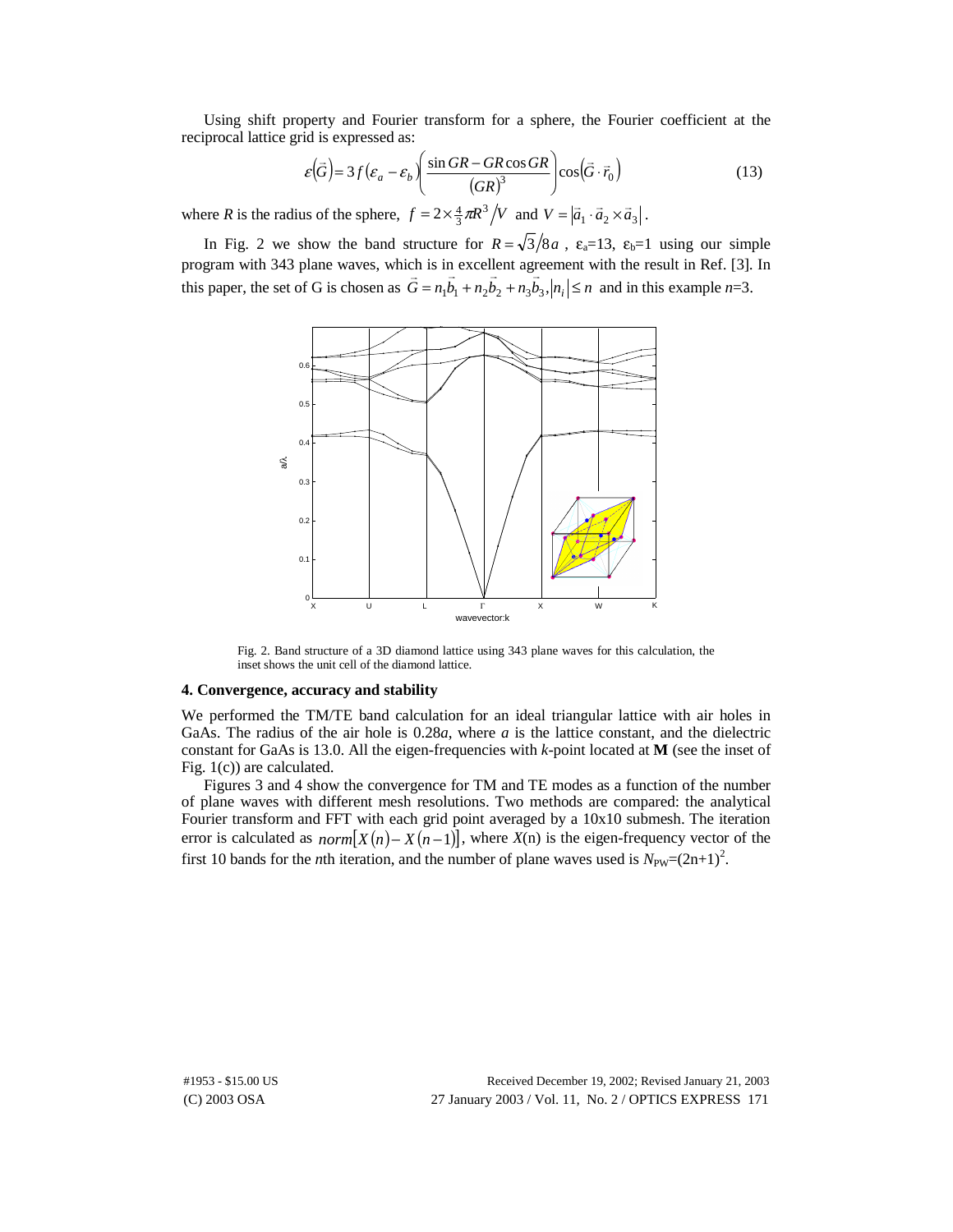Using shift property and Fourier transform for a sphere, the Fourier coefficient at the reciprocal lattice grid is expressed as:

$$\varepsilon(\vec{G}) = 3f(\varepsilon_a - \varepsilon_b)\left(\frac{\sin GR - GR\cos GR}{(GR)^3}\right)\cos(\vec{G}\cdot\vec{r}_0) \tag{13}$$

where $R$ is the radius of the sphere, $f = 2\times\frac{4}{3}\pi R^3/V$ and $V = |\vec{a}_1\cdot\vec{a}_2\times\vec{a}_3|$.

In Fig. 2 we show the band structure for $R = \sqrt{3}/8a$, $\varepsilon_a$=13, $\varepsilon_b$=1 using our simple program with 343 plane waves, which is in excellent agreement with the result in Ref. [3]. In this paper, the set of G is chosen as $\vec{G} = n_1\vec{b}_1 + n_2\vec{b}_2 + n_3\vec{b}_3, |n_i| \le n$ and in this example $n$=3.

Fig. 2. Band structure of a 3D diamond lattice using 343 plane waves for this calculation, the inset shows the unit cell of the diamond lattice.

## 4. Convergence, accuracy and stability

We performed the TM/TE band calculation for an ideal triangular lattice with air holes in GaAs. The radius of the air hole is 0.28*a*, where *a* is the lattice constant, and the dielectric constant for GaAs is 13.0. All the eigen-frequencies with *k*-point located at **M** (see the inset of Fig. 1(c)) are calculated.

Figures 3 and 4 show the convergence for TM and TE modes as a function of the number of plane waves with different mesh resolutions. Two methods are compared: the analytical Fourier transform and FFT with each grid point averaged by a 10x10 submesh. The iteration error is calculated as $norm[X(n) - X(n-1)]$, where $X$(n) is the eigen-frequency vector of the first 10 bands for the *n*th iteration, and the number of plane waves used is $N_{PW}=(2n+1)^2$.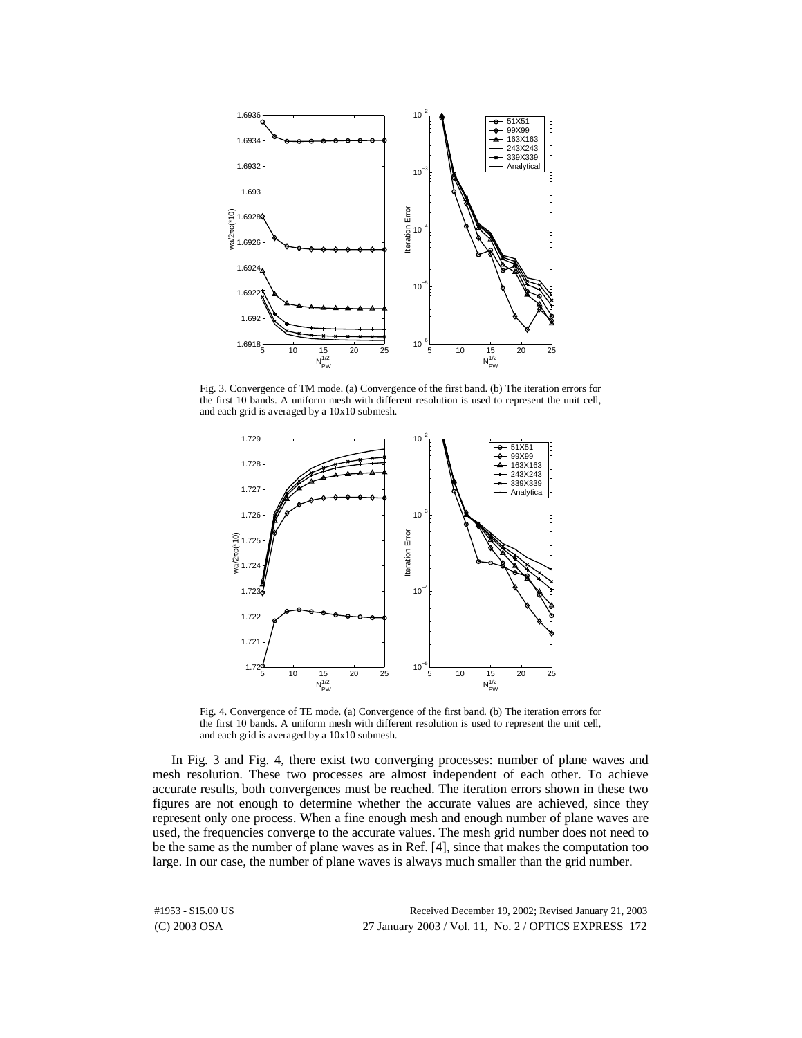Fig. 3. Convergence of TM mode. (a) Convergence of the first band. (b) The iteration errors for the first 10 bands. A uniform mesh with different resolution is used to represent the unit cell, and each grid is averaged by a 10x10 submesh.

Fig. 4. Convergence of TE mode. (a) Convergence of the first band. (b) The iteration errors for the first 10 bands. A uniform mesh with different resolution is used to represent the unit cell, and each grid is averaged by a 10x10 submesh.

In Fig. 3 and Fig. 4, there exist two converging processes: number of plane waves and mesh resolution. These two processes are almost independent of each other. To achieve accurate results, both convergences must be reached. The iteration errors shown in these two figures are not enough to determine whether the accurate values are achieved, since they represent only one process. When a fine enough mesh and enough number of plane waves are used, the frequencies converge to the accurate values. The mesh grid number does not need to be the same as the number of plane waves as in Ref. [4], since that makes the computation too large. In our case, the number of plane waves is always much smaller than the grid number.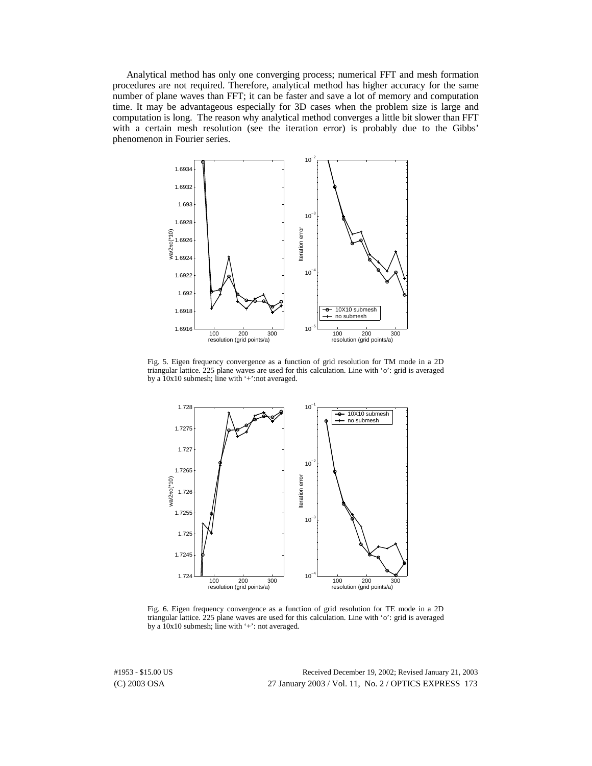Analytical method has only one converging process; numerical FFT and mesh formation procedures are not required. Therefore, analytical method has higher accuracy for the same number of plane waves than FFT; it can be faster and save a lot of memory and computation time. It may be advantageous especially for 3D cases when the problem size is large and computation is long. The reason why analytical method converges a little bit slower than FFT with a certain mesh resolution (see the iteration error) is probably due to the Gibbs' phenomenon in Fourier series.

Fig. 5. Eigen frequency convergence as a function of grid resolution for TM mode in a 2D triangular lattice. 225 plane waves are used for this calculation. Line with 'o': grid is averaged by a 10x10 submesh; line with '+':not averaged.

Fig. 6. Eigen frequency convergence as a function of grid resolution for TE mode in a 2D triangular lattice. 225 plane waves are used for this calculation. Line with 'o': grid is averaged by a 10x10 submesh; line with '+': not averaged.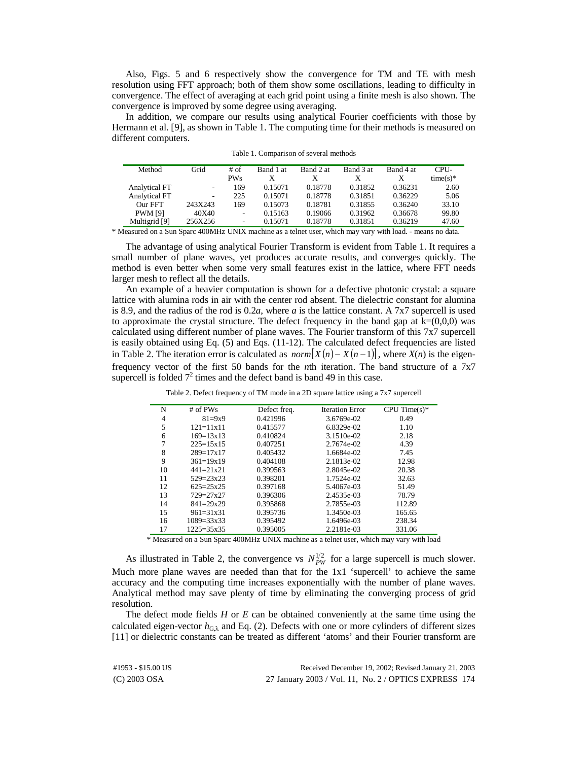Also, Figs. 5 and 6 respectively show the convergence for TM and TE with mesh resolution using FFT approach; both of them show some oscillations, leading to difficulty in convergence. The effect of averaging at each grid point using a finite mesh is also shown. The convergence is improved by some degree using averaging.

In addition, we compare our results using analytical Fourier coefficients with those by Hermann et al. [9], as shown in Table 1. The computing time for their methods is measured on different computers.

Table 1. Comparison of several methods

| Method | Grid | # of PWs | Band 1 at X | Band 2 at X | Band 3 at X | Band 4 at X | CPU-time(s)* |
|---|---|---|---|---|---|---|---|
| Analytical FT | - | 169 | 0.15071 | 0.18778 | 0.31852 | 0.36231 | 2.60 |
| Analytical FT | - | 225 | 0.15071 | 0.18778 | 0.31851 | 0.36229 | 5.06 |
| Our FFT | 243X243 | 169 | 0.15073 | 0.18781 | 0.31855 | 0.36240 | 33.10 |
| PWM [9] | 40X40 | - | 0.15163 | 0.19066 | 0.31962 | 0.36678 | 99.80 |
| Multigrid [9] | 256X256 | - | 0.15071 | 0.18778 | 0.31851 | 0.36219 | 47.60 |

* Measured on a Sun Sparc 400MHz UNIX machine as a telnet user, which may vary with load. - means no data.

The advantage of using analytical Fourier Transform is evident from Table 1. It requires a small number of plane waves, yet produces accurate results, and converges quickly. The method is even better when some very small features exist in the lattice, where FFT needs larger mesh to reflect all the details.

An example of a heavier computation is shown for a defective photonic crystal: a square lattice with alumina rods in air with the center rod absent. The dielectric constant for alumina is 8.9, and the radius of the rod is 0.2*a*, where *a* is the lattice constant. A 7x7 supercell is used to approximate the crystal structure. The defect frequency in the band gap at k=(0,0,0) was calculated using different number of plane waves. The Fourier transform of this 7x7 supercell is easily obtained using Eq. (5) and Eqs. (11-12). The calculated defect frequencies are listed in Table 2. The iteration error is calculated as $norm\left[X(n)-X(n-1)\right]$, where $X(n)$ is the eigen-frequency vector of the first 50 bands for the *n*th iteration. The band structure of a 7x7 supercell is folded $7^2$ times and the defect band is band 49 in this case.

Table 2. Defect frequency of TM mode in a 2D square lattice using a 7x7 supercell

| N | # of PWs | Defect freq. | Iteration Error | CPU Time(s)* |
|---|---|---|---|---|
| 4 | 81=9x9 | 0.421996 | 3.6769e-02 | 0.49 |
| 5 | 121=11x11 | 0.415577 | 6.8329e-02 | 1.10 |
| 6 | 169=13x13 | 0.410824 | 3.1510e-02 | 2.18 |
| 7 | 225=15x15 | 0.407251 | 2.7674e-02 | 4.39 |
| 8 | 289=17x17 | 0.405432 | 1.6684e-02 | 7.45 |
| 9 | 361=19x19 | 0.404108 | 2.1813e-02 | 12.98 |
| 10 | 441=21x21 | 0.399563 | 2.8045e-02 | 20.38 |
| 11 | 529=23x23 | 0.398201 | 1.7524e-02 | 32.63 |
| 12 | 625=25x25 | 0.397168 | 5.4067e-03 | 51.49 |
| 13 | 729=27x27 | 0.396306 | 2.4535e-03 | 78.79 |
| 14 | 841=29x29 | 0.395868 | 2.7855e-03 | 112.89 |
| 15 | 961=31x31 | 0.395736 | 1.3450e-03 | 165.65 |
| 16 | 1089=33x33 | 0.395492 | 1.6496e-03 | 238.34 |
| 17 | 1225=35x35 | 0.395005 | 2.2181e-03 | 331.06 |

* Measured on a Sun Sparc 400MHz UNIX machine as a telnet user, which may vary with load

As illustrated in Table 2, the convergence vs $N_{PW}^{1/2}$ for a large supercell is much slower. Much more plane waves are needed than that for the 1x1 'supercell' to achieve the same accuracy and the computing time increases exponentially with the number of plane waves. Analytical method may save plenty of time by eliminating the converging process of grid resolution.

The defect mode fields *H* or *E* can be obtained conveniently at the same time using the calculated eigen-vector $h_{G,\lambda}$ and Eq. (2). Defects with one or more cylinders of different sizes [11] or dielectric constants can be treated as different 'atoms' and their Fourier transform are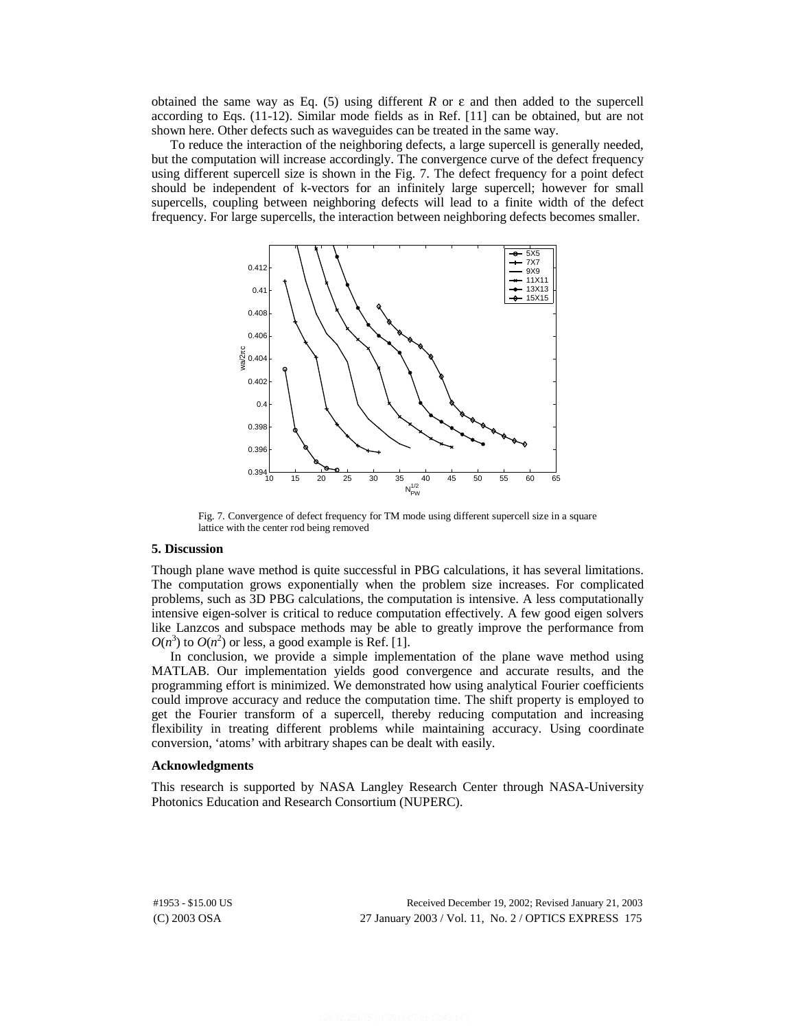obtained the same way as Eq. (5) using different $R$ or $\varepsilon$ and then added to the supercell according to Eqs. (11-12). Similar mode fields as in Ref. [11] can be obtained, but are not shown here. Other defects such as waveguides can be treated in the same way.

To reduce the interaction of the neighboring defects, a large supercell is generally needed, but the computation will increase accordingly. The convergence curve of the defect frequency using different supercell size is shown in the Fig. 7. The defect frequency for a point defect should be independent of k-vectors for an infinitely large supercell; however for small supercells, coupling between neighboring defects will lead to a finite width of the defect frequency. For large supercells, the interaction between neighboring defects becomes smaller.

5X5
7X7
9X9
11X11
13X13
15X15

ωa/2πc

0.412
0.41
0.408
0.406
0.404
0.402
0.4
0.398
0.396
0.394

10 15 20 25 30 35 40 45 50 55 60 65

$N_{PW}^{1/2}$

Fig. 7. Convergence of defect frequency for TM mode using different supercell size in a square lattice with the center rod being removed

## 5. Discussion

Though plane wave method is quite successful in PBG calculations, it has several limitations. The computation grows exponentially when the problem size increases. For complicated problems, such as 3D PBG calculations, the computation is intensive. A less computationally intensive eigen-solver is critical to reduce computation effectively. A few good eigen solvers like Lanzcos and subspace methods may be able to greatly improve the performance from $O(n^3)$ to $O(n^2)$ or less, a good example is Ref. [1].

In conclusion, we provide a simple implementation of the plane wave method using MATLAB. Our implementation yields good convergence and accurate results, and the programming effort is minimized. We demonstrated how using analytical Fourier coefficients could improve accuracy and reduce the computation time. The shift property is employed to get the Fourier transform of a supercell, thereby reducing computation and increasing flexibility in treating different problems while maintaining accuracy. Using coordinate conversion, 'atoms' with arbitrary shapes can be dealt with easily.

### Acknowledgments

This research is supported by NASA Langley Research Center through NASA-University Photonics Education and Research Consortium (NUPERC).